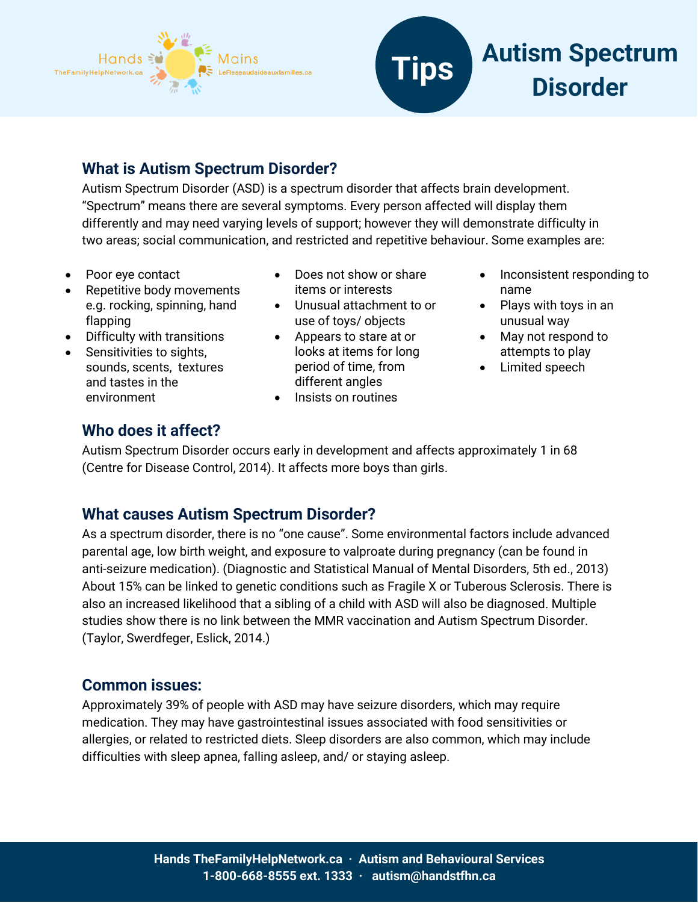Hands TheFamilyHelpNetwork.ca · Mains LeReseaudaideauxfamilles.ca

# Tips: Autism Spectrum Disorder

## What is Autism Spectrum Disorder?

Autism Spectrum Disorder (ASD) is a spectrum disorder that affects brain development. "Spectrum" means there are several symptoms. Every person affected will display them differently and may need varying levels of support; however they will demonstrate difficulty in two areas; social communication, and restricted and repetitive behaviour. Some examples are:

- Poor eye contact
- Repetitive body movements e.g. rocking, spinning, hand flapping
- Difficulty with transitions
- Sensitivities to sights, sounds, scents, textures and tastes in the environment
- Does not show or share items or interests
- Unusual attachment to or use of toys/ objects
- Appears to stare at or looks at items for long period of time, from different angles
- Insists on routines
- Inconsistent responding to name
- Plays with toys in an unusual way
- May not respond to attempts to play
- Limited speech

## Who does it affect?

Autism Spectrum Disorder occurs early in development and affects approximately 1 in 68 (Centre for Disease Control, 2014). It affects more boys than girls.

## What causes Autism Spectrum Disorder?

As a spectrum disorder, there is no "one cause". Some environmental factors include advanced parental age, low birth weight, and exposure to valproate during pregnancy (can be found in anti-seizure medication). (Diagnostic and Statistical Manual of Mental Disorders, 5th ed., 2013) About 15% can be linked to genetic conditions such as Fragile X or Tuberous Sclerosis. There is also an increased likelihood that a sibling of a child with ASD will also be diagnosed. Multiple studies show there is no link between the MMR vaccination and Autism Spectrum Disorder. (Taylor, Swerdfeger, Eslick, 2014.)

## Common issues:

Approximately 39% of people with ASD may have seizure disorders, which may require medication. They may have gastrointestinal issues associated with food sensitivities or allergies, or related to restricted diets. Sleep disorders are also common, which may include difficulties with sleep apnea, falling asleep, and/ or staying asleep.

**Hands TheFamilyHelpNetwork.ca · Autism and Behavioural Services**
**1-800-668-8555 ext. 1333 · autism@handstfhn.ca**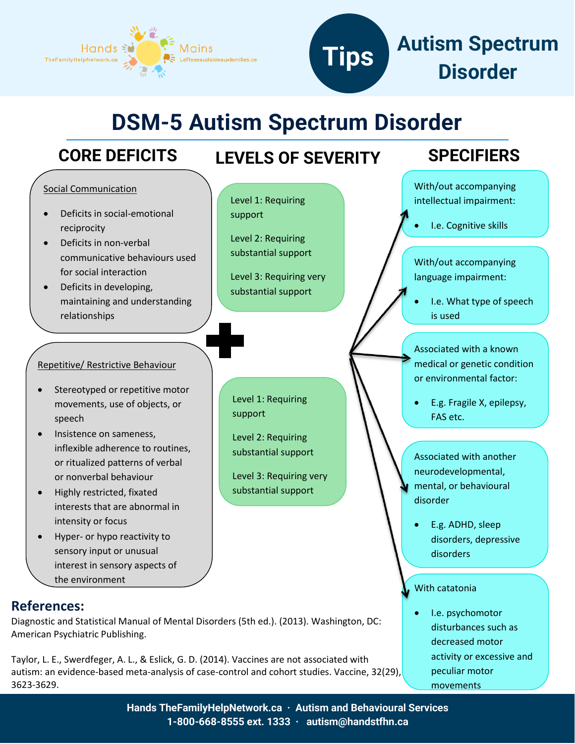Hands TheFamilyHelpNetwork.ca

Mains LeReseaudaideauxfamilles.ca

# Tips Autism Spectrum Disorder

## DSM-5 Autism Spectrum Disorder

### CORE DEFICITS

Social Communication

- Deficits in social-emotional reciprocity
- Deficits in non-verbal communicative behaviours used for social interaction
- Deficits in developing, maintaining and understanding relationships

Repetitive/ Restrictive Behaviour

- Stereotyped or repetitive motor movements, use of objects, or speech
- Insistence on sameness, inflexible adherence to routines, or ritualized patterns of verbal or nonverbal behaviour
- Highly restricted, fixated interests that are abnormal in intensity or focus
- Hyper- or hypo reactivity to sensory input or unusual interest in sensory aspects of the environment

### LEVELS OF SEVERITY

Level 1: Requiring support

Level 2: Requiring substantial support

Level 3: Requiring very substantial support

Level 1: Requiring support

Level 2: Requiring substantial support

Level 3: Requiring very substantial support

### SPECIFIERS

With/out accompanying intellectual impairment:

- I.e. Cognitive skills

With/out accompanying language impairment:

- I.e. What type of speech is used

Associated with a known medical or genetic condition or environmental factor:

- E.g. Fragile X, epilepsy, FAS etc.

Associated with another neurodevelopmental, mental, or behavioural disorder

- E.g. ADHD, sleep disorders, depressive disorders

With catatonia

- I.e. psychomotor disturbances such as decreased motor activity or excessive and peculiar motor movements

## References:

Diagnostic and Statistical Manual of Mental Disorders (5th ed.). (2013). Washington, DC: American Psychiatric Publishing.

Taylor, L. E., Swerdfeger, A. L., & Eslick, G. D. (2014). Vaccines are not associated with autism: an evidence-based meta-analysis of case-control and cohort studies. Vaccine, 32(29), 3623-3629.

**Hands TheFamilyHelpNetwork.ca · Autism and Behavioural Services**
**1-800-668-8555 ext. 1333 · autism@handstfhn.ca**